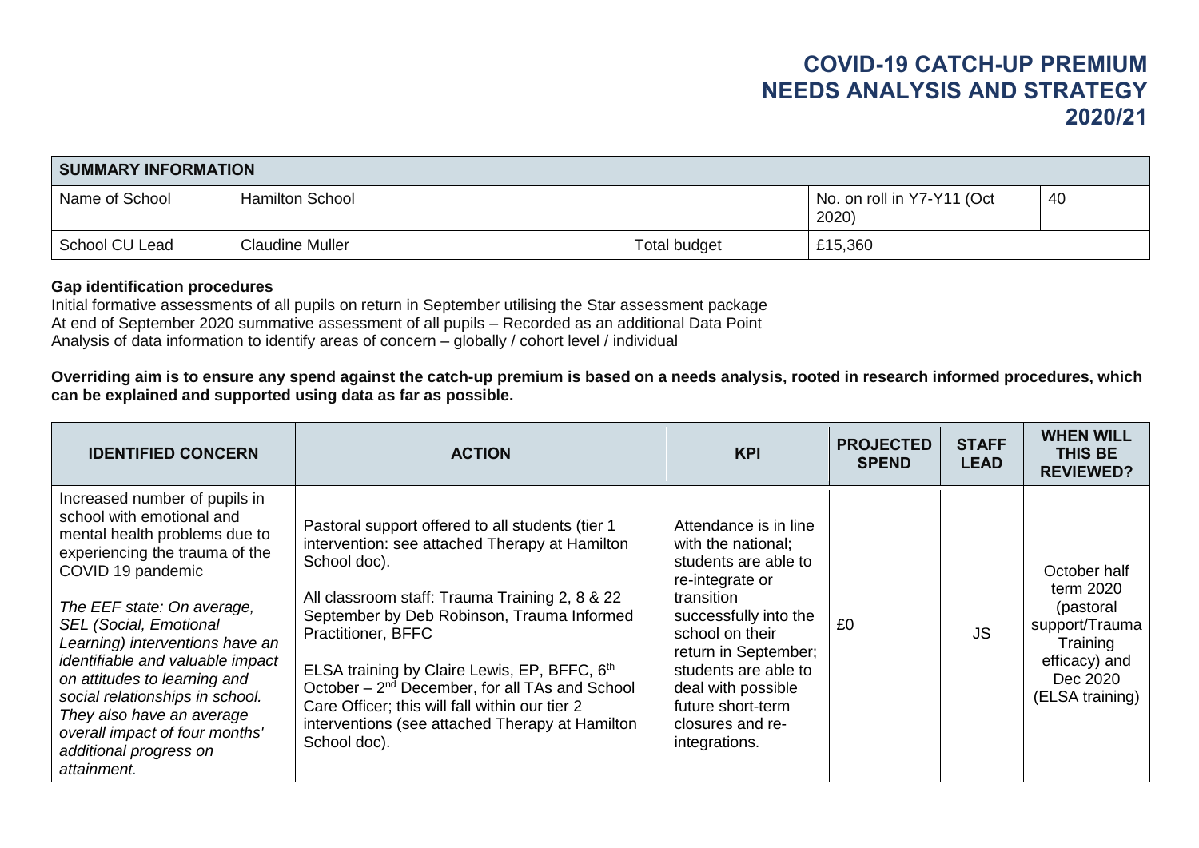# COVID-19 CATCH-UP PREMIUM NEEDS ANALYSIS AND STRATEGY 2020/21

| SUMMARY INFORMATION | | | | |
|---|---|---|---|---|
| Name of School | Hamilton School | | No. on roll in Y7-Y11 (Oct 2020) | 40 |
| School CU Lead | Claudine Muller | Total budget | £15,360 | |

**Gap identification procedures**

Initial formative assessments of all pupils on return in September utilising the Star assessment package
At end of September 2020 summative assessment of all pupils – Recorded as an additional Data Point
Analysis of data information to identify areas of concern – globally / cohort level / individual

**Overriding aim is to ensure any spend against the catch-up premium is based on a needs analysis, rooted in research informed procedures, which can be explained and supported using data as far as possible.**

| IDENTIFIED CONCERN | ACTION | KPI | PROJECTED SPEND | STAFF LEAD | WHEN WILL THIS BE REVIEWED? |
|---|---|---|---|---|---|
| Increased number of pupils in school with emotional and mental health problems due to experiencing the trauma of the COVID 19 pandemic<br><br>*The EEF state: On average, SEL (Social, Emotional Learning) interventions have an identifiable and valuable impact on attitudes to learning and social relationships in school. They also have an average overall impact of four months' additional progress on attainment.* | Pastoral support offered to all students (tier 1 intervention: see attached Therapy at Hamilton School doc).<br><br>All classroom staff: Trauma Training 2, 8 & 22 September by Deb Robinson, Trauma Informed Practitioner, BFFC<br><br>ELSA training by Claire Lewis, EP, BFFC, 6th October – 2nd December, for all TAs and School Care Officer; this will fall within our tier 2 interventions (see attached Therapy at Hamilton School doc). | Attendance is in line with the national; students are able to re-integrate or transition successfully into the school on their return in September; students are able to deal with possible future short-term closures and re-integrations. | £0 | JS | October half term 2020 (pastoral support/Trauma Training efficacy) and Dec 2020 (ELSA training) |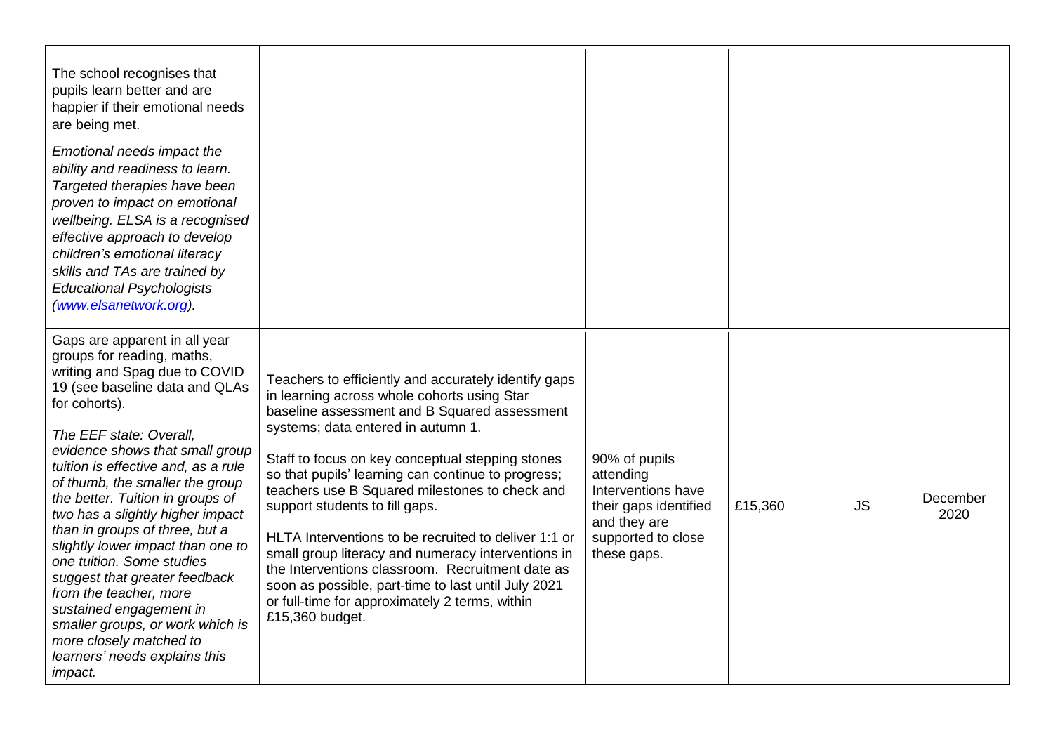| | | | | | |
|---|---|---|---|---|---|
| The school recognises that pupils learn better and are happier if their emotional needs are being met.<br><br>*Emotional needs impact the ability and readiness to learn. Targeted therapies have been proven to impact on emotional wellbeing. ELSA is a recognised effective approach to develop children's emotional literacy skills and TAs are trained by Educational Psychologists ([www.elsanetwork.org](http://www.elsanetwork.org)).* | | | | | |
| Gaps are apparent in all year groups for reading, maths, writing and Spag due to COVID 19 (see baseline data and QLAs for cohorts).<br><br>*The EEF state: Overall, evidence shows that small group tuition is effective and, as a rule of thumb, the smaller the group the better. Tuition in groups of two has a slightly higher impact than in groups of three, but a slightly lower impact than one to one tuition. Some studies suggest that greater feedback from the teacher, more sustained engagement in smaller groups, or work which is more closely matched to learners' needs explains this impact.* | Teachers to efficiently and accurately identify gaps in learning across whole cohorts using Star baseline assessment and B Squared assessment systems; data entered in autumn 1.<br><br>Staff to focus on key conceptual stepping stones so that pupils' learning can continue to progress; teachers use B Squared milestones to check and support students to fill gaps.<br><br>HLTA Interventions to be recruited to deliver 1:1 or small group literacy and numeracy interventions in the Interventions classroom. Recruitment date as soon as possible, part-time to last until July 2021 or full-time for approximately 2 terms, within £15,360 budget. | 90% of pupils attending Interventions have their gaps identified and they are supported to close these gaps. | £15,360 | JS | December 2020 |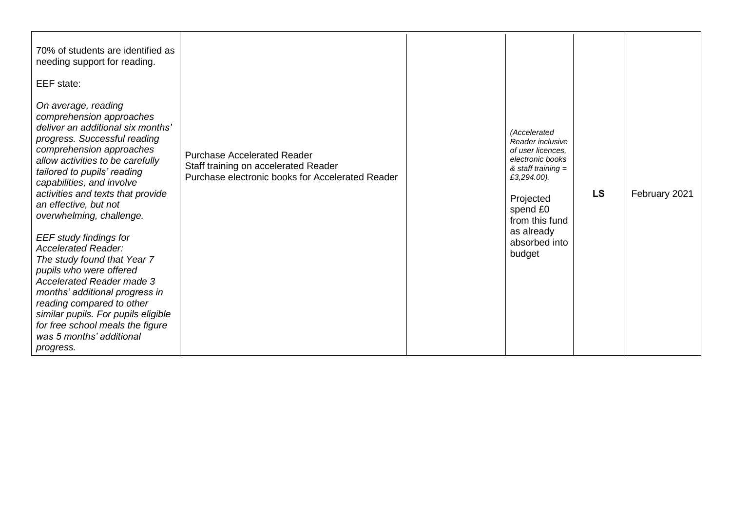| | | | | | |
|---|---|---|---|---|---|
| 70% of students are identified as needing support for reading.<br><br>EEF state:<br><br>*On average, reading comprehension approaches deliver an additional six months' progress. Successful reading comprehension approaches allow activities to be carefully tailored to pupils' reading capabilities, and involve activities and texts that provide an effective, but not overwhelming, challenge.*<br><br>*EEF study findings for Accelerated Reader:*<br>*The study found that Year 7 pupils who were offered Accelerated Reader made 3 months' additional progress in reading compared to other similar pupils. For pupils eligible for free school meals the figure was 5 months' additional progress.* | Purchase Accelerated Reader<br>Staff training on accelerated Reader<br>Purchase electronic books for Accelerated Reader | | *(Accelerated Reader inclusive of user licences, electronic books & staff training = £3,294.00).*<br><br>Projected spend £0 from this fund as already absorbed into budget | **LS** | February 2021 |